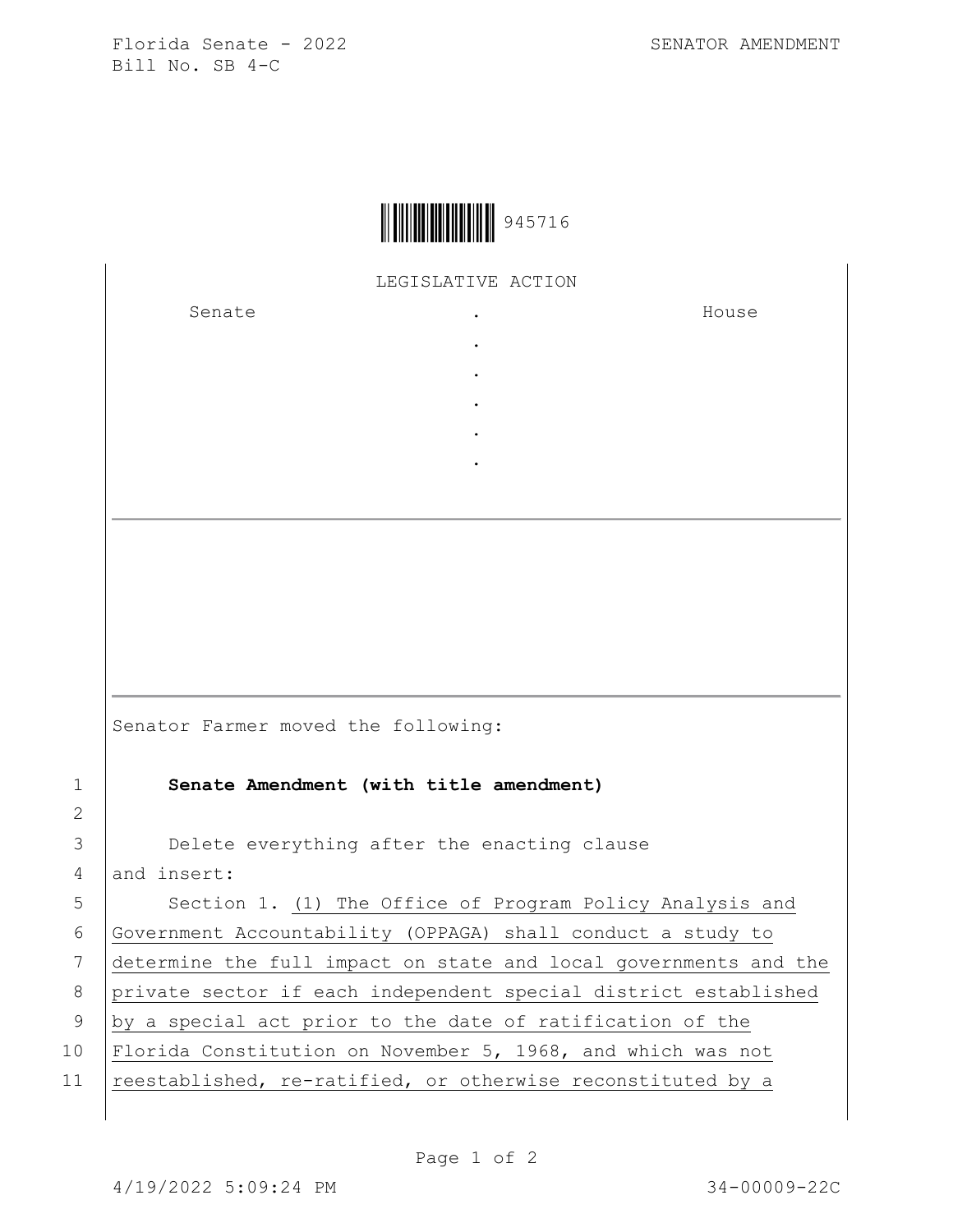Florida Senate - 2022 SENATOR AMENDMENT
Bill No. SB 4-C

945716

LEGISLATIVE ACTION

| Senate | . | House |
|---|---|---|
| | . | |
| | . | |
| | . | |
| | . | |
| | . | |

---

---

Senator Farmer moved the following:

1 **Senate Amendment (with title amendment)**

2

3 Delete everything after the enacting clause
4 and insert:
5 Section 1. (1) The Office of Program Policy Analysis and
6 Government Accountability (OPPAGA) shall conduct a study to
7 determine the full impact on state and local governments and the
8 private sector if each independent special district established
9 by a special act prior to the date of ratification of the
10 Florida Constitution on November 5, 1968, and which was not
11 reestablished, re-ratified, or otherwise reconstituted by a

4/19/2022 5:09:24 PM 34-00009-22C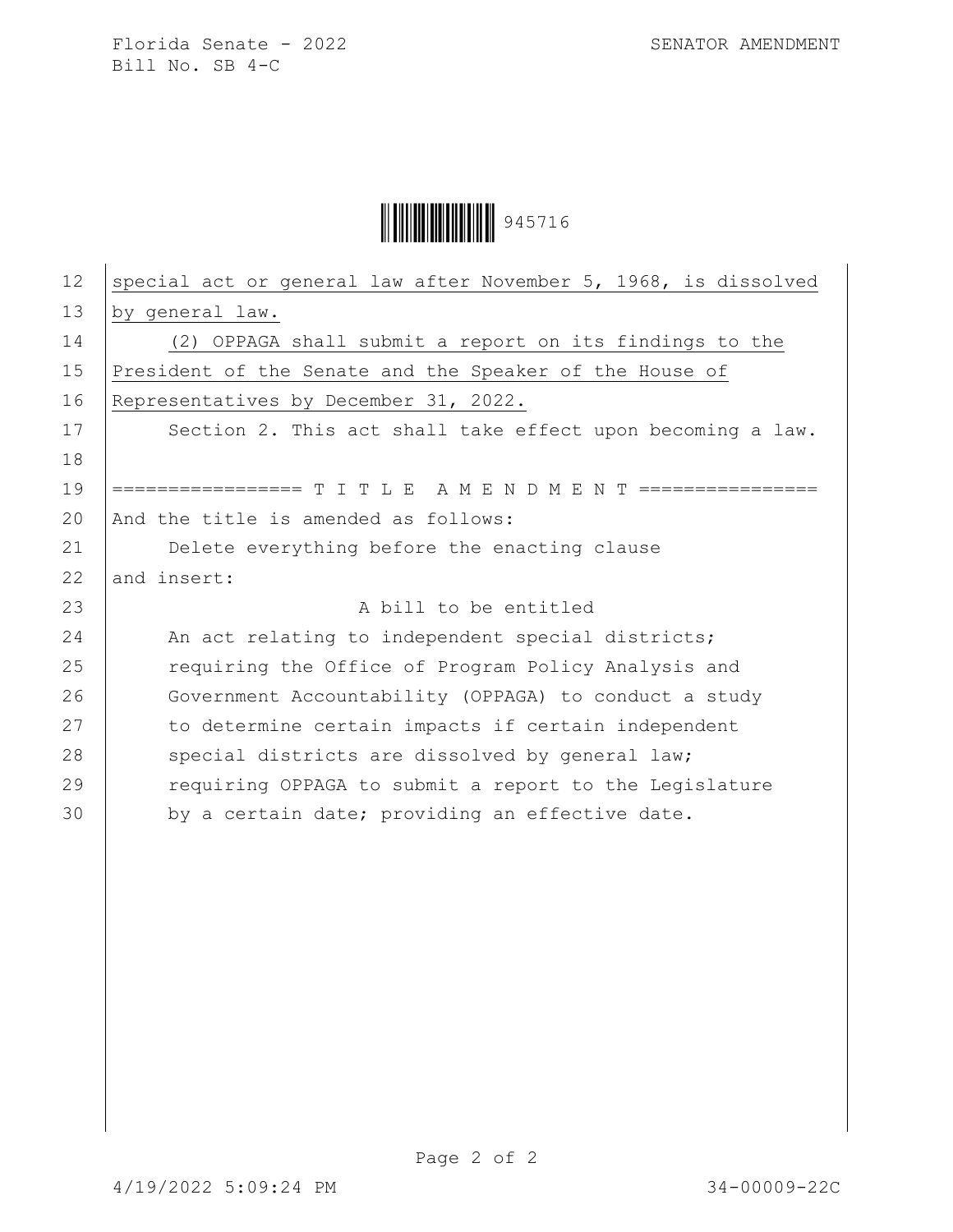special act or general law after November 5, 1968, is dissolved by general law.

(2) OPPAGA shall submit a report on its findings to the President of the Senate and the Speaker of the House of Representatives by December 31, 2022.

Section 2. This act shall take effect upon becoming a law.

================= T I T L E A M E N D M E N T ================

And the title is amended as follows:

Delete everything before the enacting clause and insert:

A bill to be entitled

An act relating to independent special districts; requiring the Office of Program Policy Analysis and Government Accountability (OPPAGA) to conduct a study to determine certain impacts if certain independent special districts are dissolved by general law; requiring OPPAGA to submit a report to the Legislature by a certain date; providing an effective date.